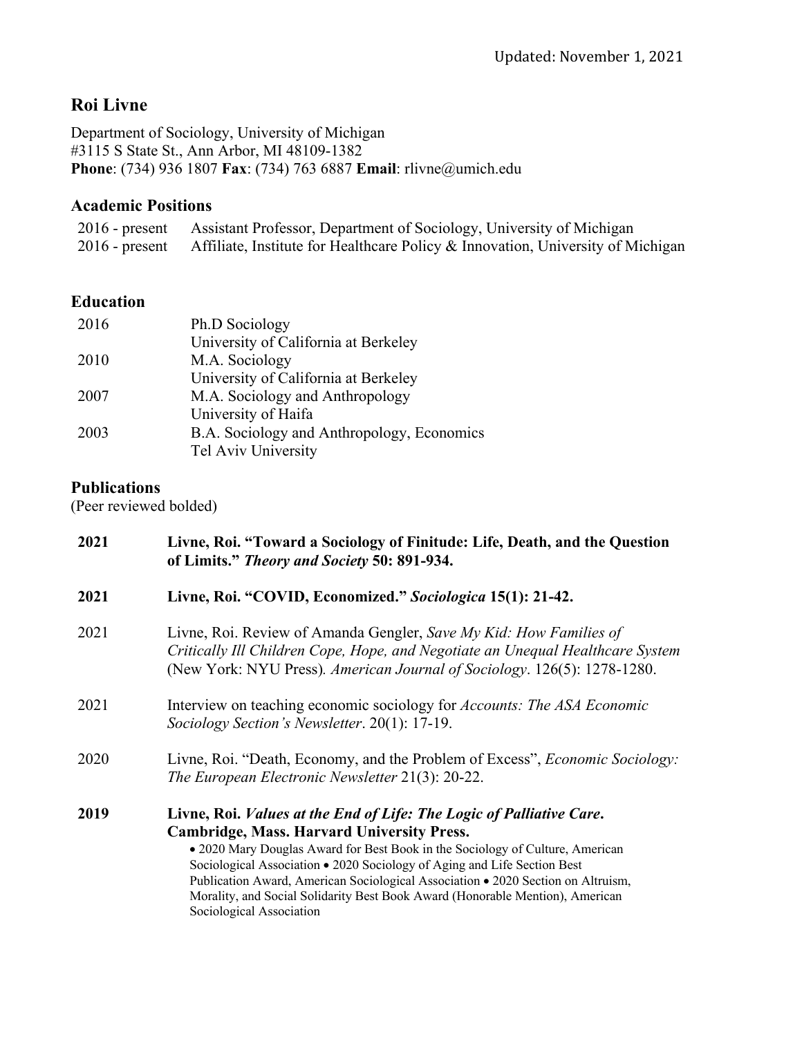Updated: November 1, 2021

# Roi Livne

Department of Sociology, University of Michigan
#3115 S State St., Ann Arbor, MI 48109-1382
**Phone**: (734) 936 1807 **Fax**: (734) 763 6887 **Email**: rlivne@umich.edu

## Academic Positions

| | |
|---|---|
| 2016 - present | Assistant Professor, Department of Sociology, University of Michigan |
| 2016 - present | Affiliate, Institute for Healthcare Policy & Innovation, University of Michigan |

## Education

| | |
|---|---|
| 2016 | Ph.D Sociology<br>University of California at Berkeley |
| 2010 | M.A. Sociology<br>University of California at Berkeley |
| 2007 | M.A. Sociology and Anthropology<br>University of Haifa |
| 2003 | B.A. Sociology and Anthropology, Economics<br>Tel Aviv University |

## Publications

(Peer reviewed bolded)

**2021** **Livne, Roi. "Toward a Sociology of Finitude: Life, Death, and the Question of Limits."** ***Theory and Society*** **50: 891-934.**

**2021** **Livne, Roi. "COVID, Economized."** ***Sociologica*** **15(1): 21-42.**

2021 Livne, Roi. Review of Amanda Gengler, *Save My Kid: How Families of Critically Ill Children Cope, Hope, and Negotiate an Unequal Healthcare System* (New York: NYU Press). *American Journal of Sociology*. 126(5): 1278-1280.

2021 Interview on teaching economic sociology for *Accounts: The ASA Economic Sociology Section's Newsletter*. 20(1): 17-19.

2020 Livne, Roi. "Death, Economy, and the Problem of Excess", *Economic Sociology: The European Electronic Newsletter* 21(3): 20-22.

**2019** **Livne, Roi.** ***Values at the End of Life: The Logic of Palliative Care*****. Cambridge, Mass. Harvard University Press.**

- 2020 Mary Douglas Award for Best Book in the Sociology of Culture, American Sociological Association
- 2020 Sociology of Aging and Life Section Best Publication Award, American Sociological Association
- 2020 Section on Altruism, Morality, and Social Solidarity Best Book Award (Honorable Mention), American Sociological Association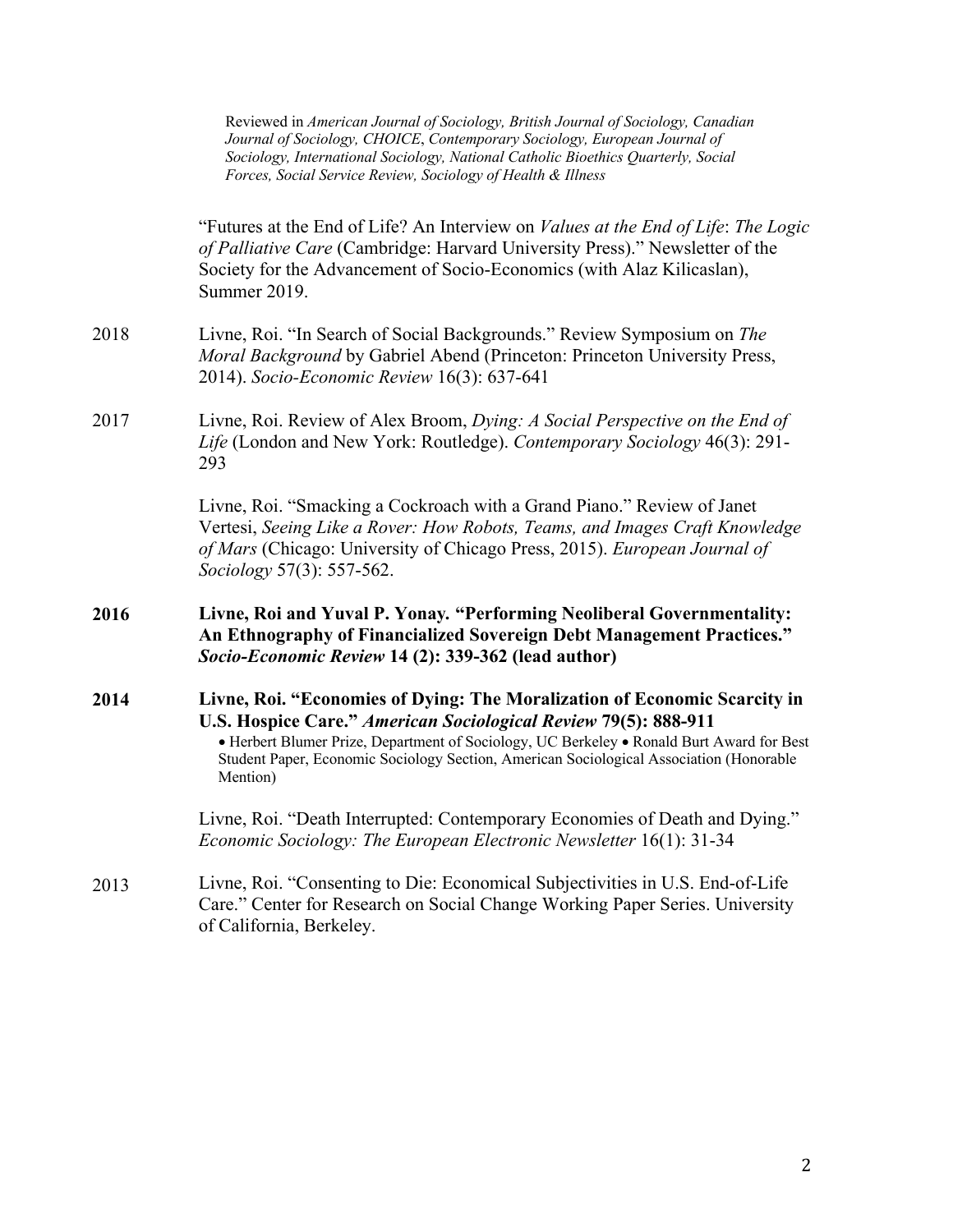Reviewed in *American Journal of Sociology, British Journal of Sociology, Canadian Journal of Sociology, CHOICE*, *Contemporary Sociology, European Journal of Sociology, International Sociology, National Catholic Bioethics Quarterly, Social Forces, Social Service Review, Sociology of Health & Illness*

"Futures at the End of Life? An Interview on *Values at the End of Life*: *The Logic of Palliative Care* (Cambridge: Harvard University Press)." Newsletter of the Society for the Advancement of Socio-Economics (with Alaz Kilicaslan), Summer 2019.

2018 Livne, Roi. "In Search of Social Backgrounds." Review Symposium on *The Moral Background* by Gabriel Abend (Princeton: Princeton University Press, 2014). *Socio-Economic Review* 16(3): 637-641

2017 Livne, Roi. Review of Alex Broom, *Dying: A Social Perspective on the End of Life* (London and New York: Routledge). *Contemporary Sociology* 46(3): 291-293

Livne, Roi. "Smacking a Cockroach with a Grand Piano." Review of Janet Vertesi, *Seeing Like a Rover: How Robots, Teams, and Images Craft Knowledge of Mars* (Chicago: University of Chicago Press, 2015). *European Journal of Sociology* 57(3): 557-562.

**2016 Livne, Roi and Yuval P. Yonay. "Performing Neoliberal Governmentality: An Ethnography of Financialized Sovereign Debt Management Practices."** ***Socio-Economic Review*** **14 (2): 339-362 (lead author)**

**2014 Livne, Roi. "Economies of Dying: The Moralization of Economic Scarcity in U.S. Hospice Care."** ***American Sociological Review*** **79(5): 888-911**

- Herbert Blumer Prize, Department of Sociology, UC Berkeley • Ronald Burt Award for Best Student Paper, Economic Sociology Section, American Sociological Association (Honorable Mention)

Livne, Roi. "Death Interrupted: Contemporary Economies of Death and Dying." *Economic Sociology: The European Electronic Newsletter* 16(1): 31-34

2013 Livne, Roi. "Consenting to Die: Economical Subjectivities in U.S. End-of-Life Care." Center for Research on Social Change Working Paper Series. University of California, Berkeley.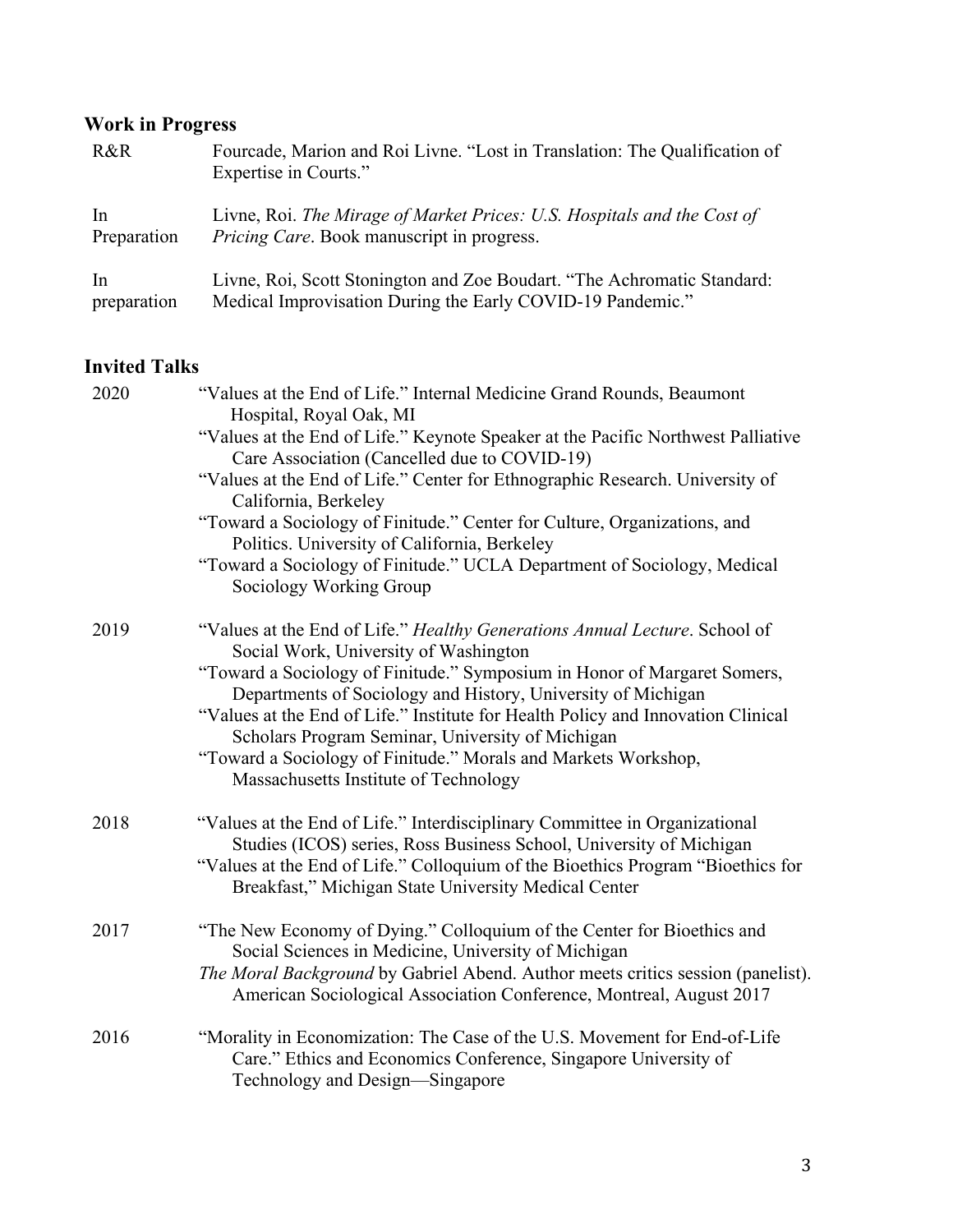## Work in Progress

| | |
|---|---|
| R&R | Fourcade, Marion and Roi Livne. "Lost in Translation: The Qualification of Expertise in Courts." |
| In Preparation | Livne, Roi. *The Mirage of Market Prices: U.S. Hospitals and the Cost of Pricing Care*. Book manuscript in progress. |
| In preparation | Livne, Roi, Scott Stonington and Zoe Boudart. "The Achromatic Standard: Medical Improvisation During the Early COVID-19 Pandemic." |

## Invited Talks

**2020**

"Values at the End of Life." Internal Medicine Grand Rounds, Beaumont Hospital, Royal Oak, MI

"Values at the End of Life." Keynote Speaker at the Pacific Northwest Palliative Care Association (Cancelled due to COVID-19)

"Values at the End of Life." Center for Ethnographic Research. University of California, Berkeley

"Toward a Sociology of Finitude." Center for Culture, Organizations, and Politics. University of California, Berkeley

"Toward a Sociology of Finitude." UCLA Department of Sociology, Medical Sociology Working Group

**2019**

"Values at the End of Life." *Healthy Generations Annual Lecture*. School of Social Work, University of Washington

"Toward a Sociology of Finitude." Symposium in Honor of Margaret Somers, Departments of Sociology and History, University of Michigan

"Values at the End of Life." Institute for Health Policy and Innovation Clinical Scholars Program Seminar, University of Michigan

"Toward a Sociology of Finitude." Morals and Markets Workshop, Massachusetts Institute of Technology

**2018**

"Values at the End of Life." Interdisciplinary Committee in Organizational Studies (ICOS) series, Ross Business School, University of Michigan

"Values at the End of Life." Colloquium of the Bioethics Program "Bioethics for Breakfast," Michigan State University Medical Center

**2017**

"The New Economy of Dying." Colloquium of the Center for Bioethics and Social Sciences in Medicine, University of Michigan

*The Moral Background* by Gabriel Abend. Author meets critics session (panelist). American Sociological Association Conference, Montreal, August 2017

**2016**

"Morality in Economization: The Case of the U.S. Movement for End-of-Life Care." Ethics and Economics Conference, Singapore University of Technology and Design—Singapore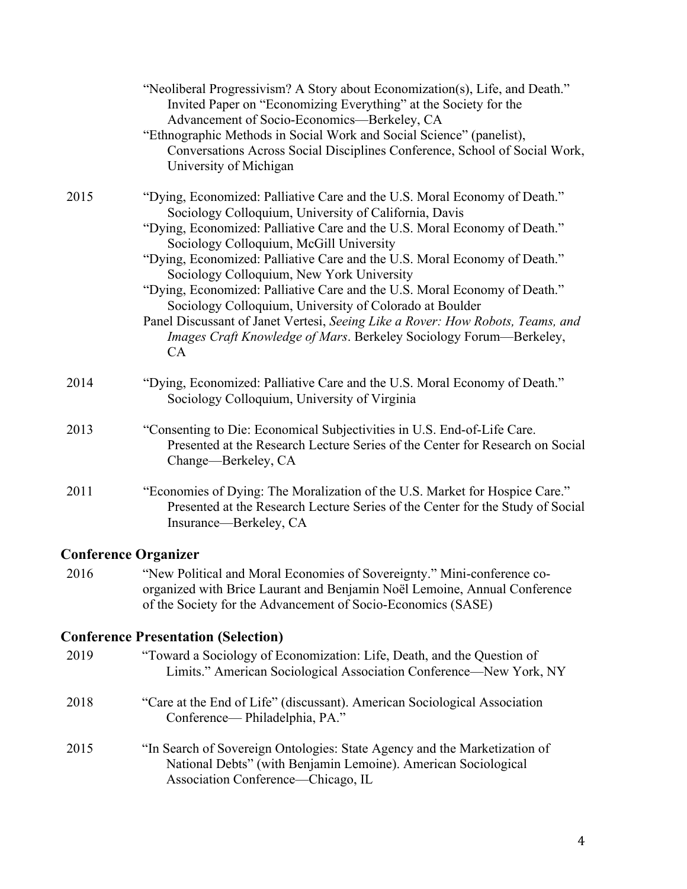"Neoliberal Progressivism? A Story about Economization(s), Life, and Death." Invited Paper on "Economizing Everything" at the Society for the Advancement of Socio-Economics—Berkeley, CA

"Ethnographic Methods in Social Work and Social Science" (panelist), Conversations Across Social Disciplines Conference, School of Social Work, University of Michigan

2015 "Dying, Economized: Palliative Care and the U.S. Moral Economy of Death." Sociology Colloquium, University of California, Davis

"Dying, Economized: Palliative Care and the U.S. Moral Economy of Death." Sociology Colloquium, McGill University

"Dying, Economized: Palliative Care and the U.S. Moral Economy of Death." Sociology Colloquium, New York University

"Dying, Economized: Palliative Care and the U.S. Moral Economy of Death." Sociology Colloquium, University of Colorado at Boulder

Panel Discussant of Janet Vertesi, *Seeing Like a Rover: How Robots, Teams, and Images Craft Knowledge of Mars*. Berkeley Sociology Forum—Berkeley, CA

2014 "Dying, Economized: Palliative Care and the U.S. Moral Economy of Death." Sociology Colloquium, University of Virginia

2013 "Consenting to Die: Economical Subjectivities in U.S. End-of-Life Care. Presented at the Research Lecture Series of the Center for Research on Social Change—Berkeley, CA

2011 "Economies of Dying: The Moralization of the U.S. Market for Hospice Care." Presented at the Research Lecture Series of the Center for the Study of Social Insurance—Berkeley, CA

## Conference Organizer

2016 "New Political and Moral Economies of Sovereignty." Mini-conference co-organized with Brice Laurant and Benjamin Noël Lemoine, Annual Conference of the Society for the Advancement of Socio-Economics (SASE)

## Conference Presentation (Selection)

2019 "Toward a Sociology of Economization: Life, Death, and the Question of Limits." American Sociological Association Conference—New York, NY

2018 "Care at the End of Life" (discussant). American Sociological Association Conference— Philadelphia, PA."

2015 "In Search of Sovereign Ontologies: State Agency and the Marketization of National Debts" (with Benjamin Lemoine). American Sociological Association Conference—Chicago, IL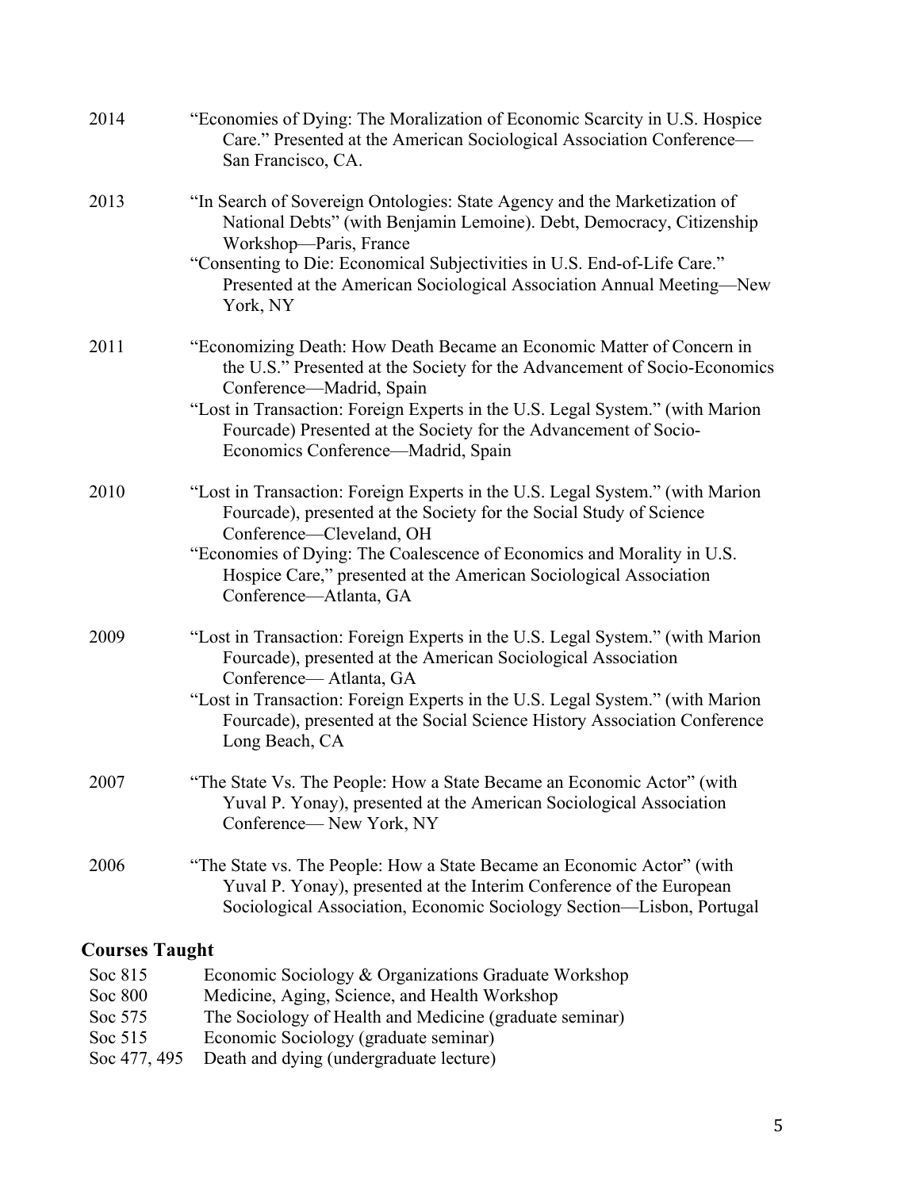2014 "Economies of Dying: The Moralization of Economic Scarcity in U.S. Hospice Care." Presented at the American Sociological Association Conference—San Francisco, CA.

2013 "In Search of Sovereign Ontologies: State Agency and the Marketization of National Debts" (with Benjamin Lemoine). Debt, Democracy, Citizenship Workshop—Paris, France

"Consenting to Die: Economical Subjectivities in U.S. End-of-Life Care." Presented at the American Sociological Association Annual Meeting—New York, NY

2011 "Economizing Death: How Death Became an Economic Matter of Concern in the U.S." Presented at the Society for the Advancement of Socio-Economics Conference—Madrid, Spain

"Lost in Transaction: Foreign Experts in the U.S. Legal System." (with Marion Fourcade) Presented at the Society for the Advancement of Socio-Economics Conference—Madrid, Spain

2010 "Lost in Transaction: Foreign Experts in the U.S. Legal System." (with Marion Fourcade), presented at the Society for the Social Study of Science Conference—Cleveland, OH

"Economies of Dying: The Coalescence of Economics and Morality in U.S. Hospice Care," presented at the American Sociological Association Conference—Atlanta, GA

2009 "Lost in Transaction: Foreign Experts in the U.S. Legal System." (with Marion Fourcade), presented at the American Sociological Association Conference— Atlanta, GA

"Lost in Transaction: Foreign Experts in the U.S. Legal System." (with Marion Fourcade), presented at the Social Science History Association Conference Long Beach, CA

2007 "The State Vs. The People: How a State Became an Economic Actor" (with Yuval P. Yonay), presented at the American Sociological Association Conference— New York, NY

2006 "The State vs. The People: How a State Became an Economic Actor" (with Yuval P. Yonay), presented at the Interim Conference of the European Sociological Association, Economic Sociology Section—Lisbon, Portugal

## Courses Taught

Soc 815 Economic Sociology & Organizations Graduate Workshop
Soc 800 Medicine, Aging, Science, and Health Workshop
Soc 575 The Sociology of Health and Medicine (graduate seminar)
Soc 515 Economic Sociology (graduate seminar)
Soc 477, 495 Death and dying (undergraduate lecture)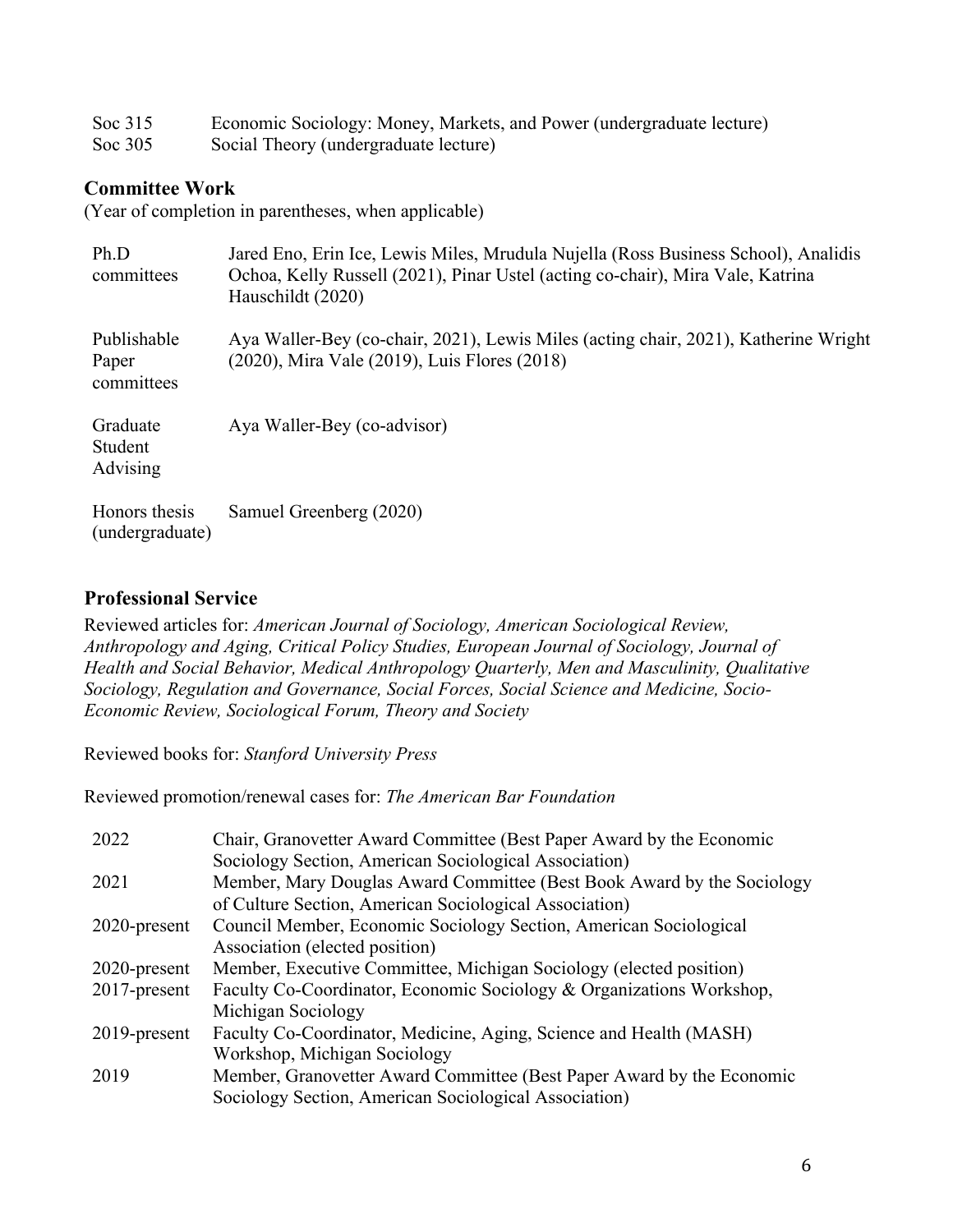| | |
|---|---|
| Soc 315 | Economic Sociology: Money, Markets, and Power (undergraduate lecture) |
| Soc 305 | Social Theory (undergraduate lecture) |

### Committee Work

(Year of completion in parentheses, when applicable)

| | |
|---|---|
| Ph.D committees | Jared Eno, Erin Ice, Lewis Miles, Mrudula Nujella (Ross Business School), Analidis Ochoa, Kelly Russell (2021), Pinar Ustel (acting co-chair), Mira Vale, Katrina Hauschildt (2020) |
| Publishable Paper committees | Aya Waller-Bey (co-chair, 2021), Lewis Miles (acting chair, 2021), Katherine Wright (2020), Mira Vale (2019), Luis Flores (2018) |
| Graduate Student Advising | Aya Waller-Bey (co-advisor) |
| Honors thesis (undergraduate) | Samuel Greenberg (2020) |

### Professional Service

Reviewed articles for: *American Journal of Sociology, American Sociological Review, Anthropology and Aging, Critical Policy Studies, European Journal of Sociology, Journal of Health and Social Behavior, Medical Anthropology Quarterly, Men and Masculinity, Qualitative Sociology, Regulation and Governance, Social Forces, Social Science and Medicine, Socio-Economic Review, Sociological Forum, Theory and Society*

Reviewed books for: *Stanford University Press*

Reviewed promotion/renewal cases for: *The American Bar Foundation*

| | |
|---|---|
| 2022 | Chair, Granovetter Award Committee (Best Paper Award by the Economic Sociology Section, American Sociological Association) |
| 2021 | Member, Mary Douglas Award Committee (Best Book Award by the Sociology of Culture Section, American Sociological Association) |
| 2020-present | Council Member, Economic Sociology Section, American Sociological Association (elected position) |
| 2020-present | Member, Executive Committee, Michigan Sociology (elected position) |
| 2017-present | Faculty Co-Coordinator, Economic Sociology & Organizations Workshop, Michigan Sociology |
| 2019-present | Faculty Co-Coordinator, Medicine, Aging, Science and Health (MASH) Workshop, Michigan Sociology |
| 2019 | Member, Granovetter Award Committee (Best Paper Award by the Economic Sociology Section, American Sociological Association) |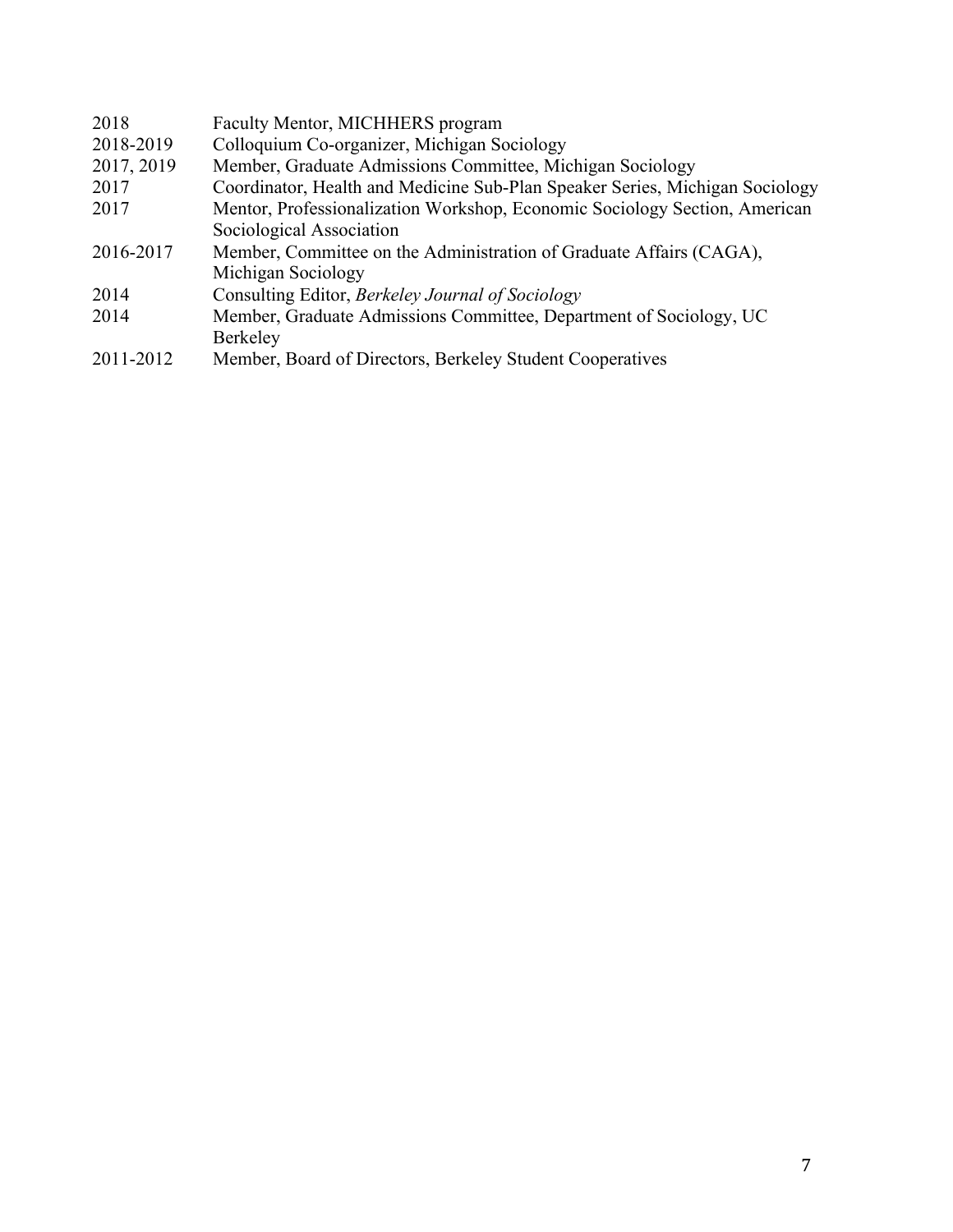| | |
|---|---|
| 2018 | Faculty Mentor, MICHHERS program |
| 2018-2019 | Colloquium Co-organizer, Michigan Sociology |
| 2017, 2019 | Member, Graduate Admissions Committee, Michigan Sociology |
| 2017 | Coordinator, Health and Medicine Sub-Plan Speaker Series, Michigan Sociology |
| 2017 | Mentor, Professionalization Workshop, Economic Sociology Section, American Sociological Association |
| 2016-2017 | Member, Committee on the Administration of Graduate Affairs (CAGA), Michigan Sociology |
| 2014 | Consulting Editor, *Berkeley Journal of Sociology* |
| 2014 | Member, Graduate Admissions Committee, Department of Sociology, UC Berkeley |
| 2011-2012 | Member, Board of Directors, Berkeley Student Cooperatives |